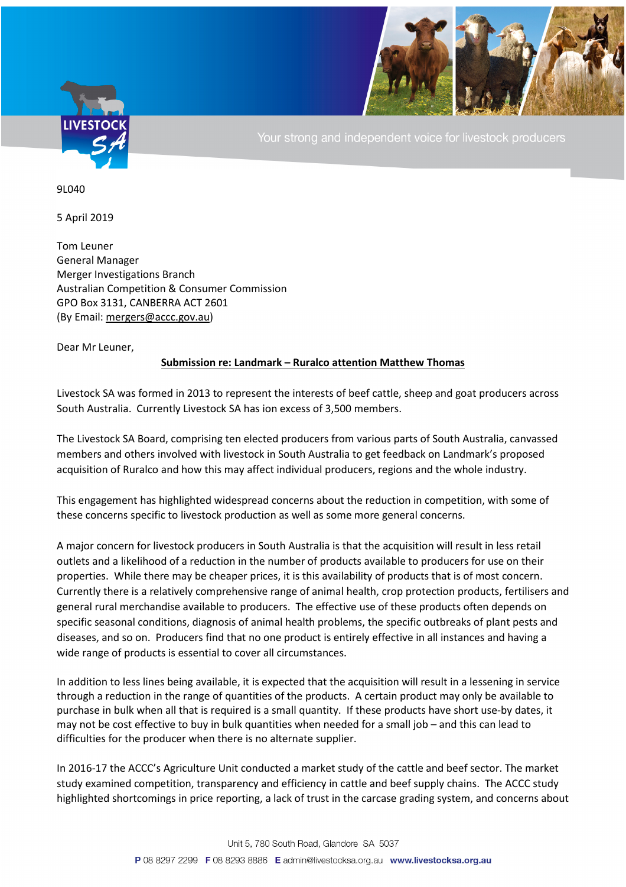9L040

5 April 2019

Tom Leuner
General Manager
Merger Investigations Branch
Australian Competition & Consumer Commission
GPO Box 3131, CANBERRA ACT 2601
(By Email: mergers@accc.gov.au)

Dear Mr Leuner,

**Submission re: Landmark – Ruralco attention Matthew Thomas**

Livestock SA was formed in 2013 to represent the interests of beef cattle, sheep and goat producers across South Australia. Currently Livestock SA has ion excess of 3,500 members.

The Livestock SA Board, comprising ten elected producers from various parts of South Australia, canvassed members and others involved with livestock in South Australia to get feedback on Landmark's proposed acquisition of Ruralco and how this may affect individual producers, regions and the whole industry.

This engagement has highlighted widespread concerns about the reduction in competition, with some of these concerns specific to livestock production as well as some more general concerns.

A major concern for livestock producers in South Australia is that the acquisition will result in less retail outlets and a likelihood of a reduction in the number of products available to producers for use on their properties. While there may be cheaper prices, it is this availability of products that is of most concern. Currently there is a relatively comprehensive range of animal health, crop protection products, fertilisers and general rural merchandise available to producers. The effective use of these products often depends on specific seasonal conditions, diagnosis of animal health problems, the specific outbreaks of plant pests and diseases, and so on. Producers find that no one product is entirely effective in all instances and having a wide range of products is essential to cover all circumstances.

In addition to less lines being available, it is expected that the acquisition will result in a lessening in service through a reduction in the range of quantities of the products. A certain product may only be available to purchase in bulk when all that is required is a small quantity. If these products have short use-by dates, it may not be cost effective to buy in bulk quantities when needed for a small job – and this can lead to difficulties for the producer when there is no alternate supplier.

In 2016-17 the ACCC's Agriculture Unit conducted a market study of the cattle and beef sector. The market study examined competition, transparency and efficiency in cattle and beef supply chains. The ACCC study highlighted shortcomings in price reporting, a lack of trust in the carcase grading system, and concerns about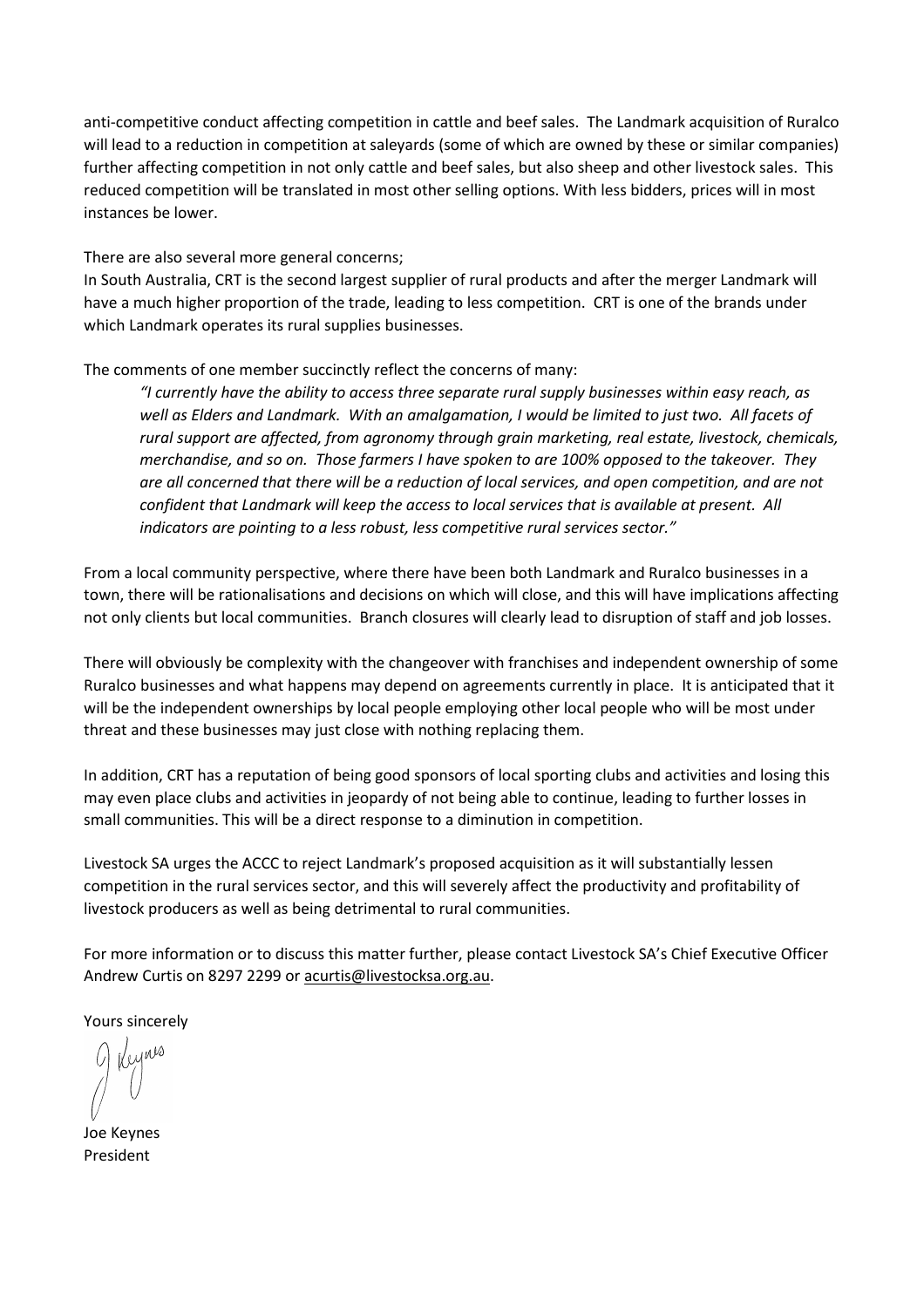anti-competitive conduct affecting competition in cattle and beef sales. The Landmark acquisition of Ruralco will lead to a reduction in competition at saleyards (some of which are owned by these or similar companies) further affecting competition in not only cattle and beef sales, but also sheep and other livestock sales. This reduced competition will be translated in most other selling options. With less bidders, prices will in most instances be lower.

There are also several more general concerns;
In South Australia, CRT is the second largest supplier of rural products and after the merger Landmark will have a much higher proportion of the trade, leading to less competition. CRT is one of the brands under which Landmark operates its rural supplies businesses.

The comments of one member succinctly reflect the concerns of many:

> *"I currently have the ability to access three separate rural supply businesses within easy reach, as well as Elders and Landmark. With an amalgamation, I would be limited to just two. All facets of rural support are affected, from agronomy through grain marketing, real estate, livestock, chemicals, merchandise, and so on. Those farmers I have spoken to are 100% opposed to the takeover. They are all concerned that there will be a reduction of local services, and open competition, and are not confident that Landmark will keep the access to local services that is available at present. All indicators are pointing to a less robust, less competitive rural services sector."*

From a local community perspective, where there have been both Landmark and Ruralco businesses in a town, there will be rationalisations and decisions on which will close, and this will have implications affecting not only clients but local communities. Branch closures will clearly lead to disruption of staff and job losses.

There will obviously be complexity with the changeover with franchises and independent ownership of some Ruralco businesses and what happens may depend on agreements currently in place. It is anticipated that it will be the independent ownerships by local people employing other local people who will be most under threat and these businesses may just close with nothing replacing them.

In addition, CRT has a reputation of being good sponsors of local sporting clubs and activities and losing this may even place clubs and activities in jeopardy of not being able to continue, leading to further losses in small communities. This will be a direct response to a diminution in competition.

Livestock SA urges the ACCC to reject Landmark's proposed acquisition as it will substantially lessen competition in the rural services sector, and this will severely affect the productivity and profitability of livestock producers as well as being detrimental to rural communities.

For more information or to discuss this matter further, please contact Livestock SA's Chief Executive Officer Andrew Curtis on 8297 2299 or acurtis@livestocksa.org.au.

Yours sincerely

Joe Keynes
President